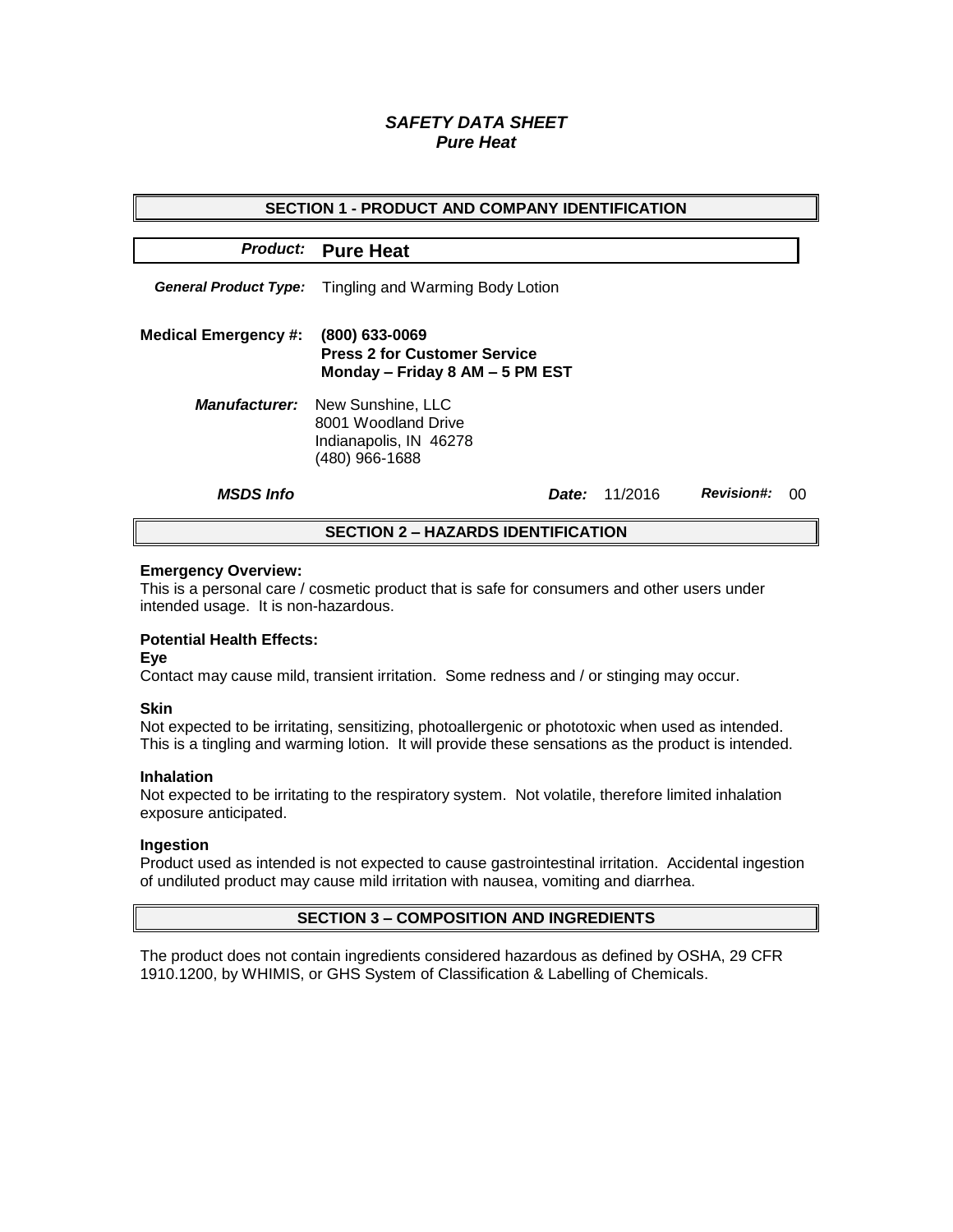# *SAFETY DATA SHEET*
## *Pure Heat*

## SECTION 1 - PRODUCT AND COMPANY IDENTIFICATION

***Product:*** **Pure Heat**

***General Product Type:*** Tingling and Warming Body Lotion

**Medical Emergency #:** **(800) 633-0069**
**Press 2 for Customer Service**
**Monday – Friday 8 AM – 5 PM EST**

***Manufacturer:*** New Sunshine, LLC
8001 Woodland Drive
Indianapolis, IN 46278
(480) 966-1688

***MSDS Info*** ***Date:*** 11/2016 ***Revision#:*** 00

## SECTION 2 – HAZARDS IDENTIFICATION

**Emergency Overview:**
This is a personal care / cosmetic product that is safe for consumers and other users under intended usage. It is non-hazardous.

**Potential Health Effects:**

**Eye**
Contact may cause mild, transient irritation. Some redness and / or stinging may occur.

**Skin**
Not expected to be irritating, sensitizing, photoallergenic or phototoxic when used as intended. This is a tingling and warming lotion. It will provide these sensations as the product is intended.

**Inhalation**
Not expected to be irritating to the respiratory system. Not volatile, therefore limited inhalation exposure anticipated.

**Ingestion**
Product used as intended is not expected to cause gastrointestinal irritation. Accidental ingestion of undiluted product may cause mild irritation with nausea, vomiting and diarrhea.

## SECTION 3 – COMPOSITION AND INGREDIENTS

The product does not contain ingredients considered hazardous as defined by OSHA, 29 CFR 1910.1200, by WHIMIS, or GHS System of Classification & Labelling of Chemicals.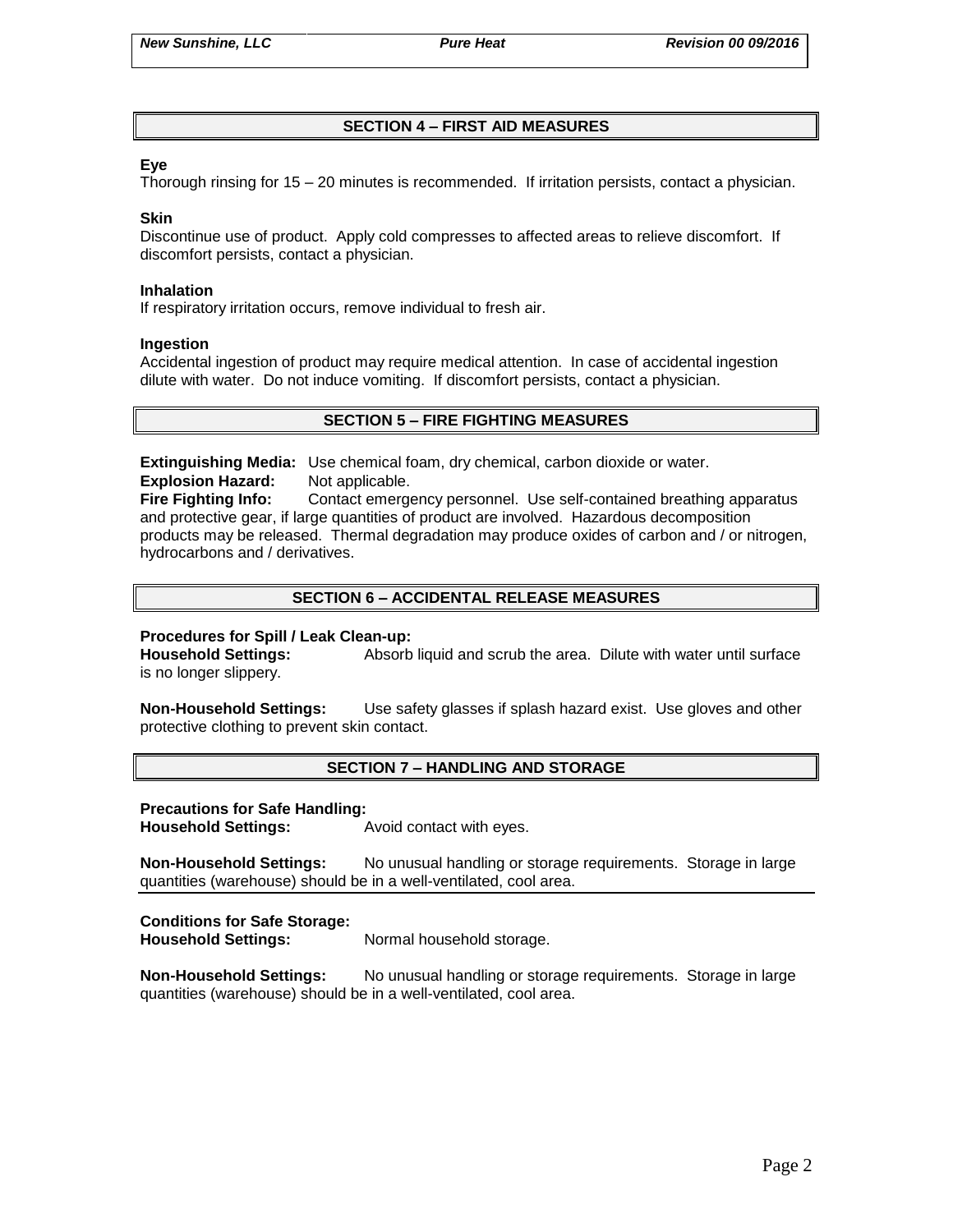## SECTION 4 – FIRST AID MEASURES

**Eye**
Thorough rinsing for 15 – 20 minutes is recommended. If irritation persists, contact a physician.

**Skin**
Discontinue use of product. Apply cold compresses to affected areas to relieve discomfort. If discomfort persists, contact a physician.

**Inhalation**
If respiratory irritation occurs, remove individual to fresh air.

**Ingestion**
Accidental ingestion of product may require medical attention. In case of accidental ingestion dilute with water. Do not induce vomiting. If discomfort persists, contact a physician.

## SECTION 5 – FIRE FIGHTING MEASURES

**Extinguishing Media:** Use chemical foam, dry chemical, carbon dioxide or water.
**Explosion Hazard:** Not applicable.
**Fire Fighting Info:** Contact emergency personnel. Use self-contained breathing apparatus and protective gear, if large quantities of product are involved. Hazardous decomposition products may be released. Thermal degradation may produce oxides of carbon and / or nitrogen, hydrocarbons and / derivatives.

## SECTION 6 – ACCIDENTAL RELEASE MEASURES

**Procedures for Spill / Leak Clean-up:**
**Household Settings:** Absorb liquid and scrub the area. Dilute with water until surface is no longer slippery.

**Non-Household Settings:** Use safety glasses if splash hazard exist. Use gloves and other protective clothing to prevent skin contact.

## SECTION 7 – HANDLING AND STORAGE

**Precautions for Safe Handling:**
**Household Settings:** Avoid contact with eyes.

**Non-Household Settings:** No unusual handling or storage requirements. Storage in large quantities (warehouse) should be in a well-ventilated, cool area.

**Conditions for Safe Storage:**
**Household Settings:** Normal household storage.

**Non-Household Settings:** No unusual handling or storage requirements. Storage in large quantities (warehouse) should be in a well-ventilated, cool area.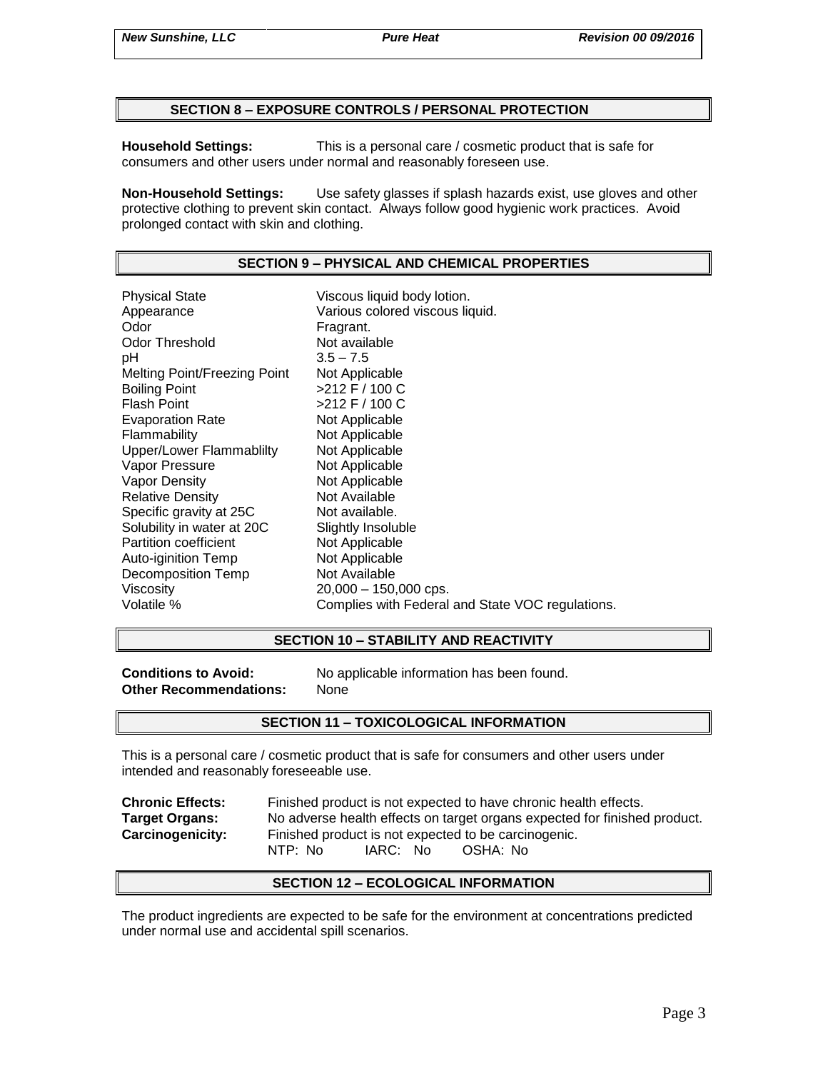## SECTION 8 – EXPOSURE CONTROLS / PERSONAL PROTECTION

**Household Settings:** This is a personal care / cosmetic product that is safe for consumers and other users under normal and reasonably foreseen use.

**Non-Household Settings:** Use safety glasses if splash hazards exist, use gloves and other protective clothing to prevent skin contact. Always follow good hygienic work practices. Avoid prolonged contact with skin and clothing.

## SECTION 9 – PHYSICAL AND CHEMICAL PROPERTIES

| | |
|---|---|
| Physical State | Viscous liquid body lotion. |
| Appearance | Various colored viscous liquid. |
| Odor | Fragrant. |
| Odor Threshold | Not available |
| pH | 3.5 – 7.5 |
| Melting Point/Freezing Point | Not Applicable |
| Boiling Point | >212 F / 100 C |
| Flash Point | >212 F / 100 C |
| Evaporation Rate | Not Applicable |
| Flammability | Not Applicable |
| Upper/Lower Flammablilty | Not Applicable |
| Vapor Pressure | Not Applicable |
| Vapor Density | Not Applicable |
| Relative Density | Not Available |
| Specific gravity at 25C | Not available. |
| Solubility in water at 20C | Slightly Insoluble |
| Partition coefficient | Not Applicable |
| Auto-iginition Temp | Not Applicable |
| Decomposition Temp | Not Available |
| Viscosity | 20,000 – 150,000 cps. |
| Volatile % | Complies with Federal and State VOC regulations. |

## SECTION 10 – STABILITY AND REACTIVITY

**Conditions to Avoid:** No applicable information has been found.
**Other Recommendations:** None

## SECTION 11 – TOXICOLOGICAL INFORMATION

This is a personal care / cosmetic product that is safe for consumers and other users under intended and reasonably foreseeable use.

**Chronic Effects:** Finished product is not expected to have chronic health effects.
**Target Organs:** No adverse health effects on target organs expected for finished product.
**Carcinogenicity:** Finished product is not expected to be carcinogenic.
NTP: No IARC: No OSHA: No

## SECTION 12 – ECOLOGICAL INFORMATION

The product ingredients are expected to be safe for the environment at concentrations predicted under normal use and accidental spill scenarios.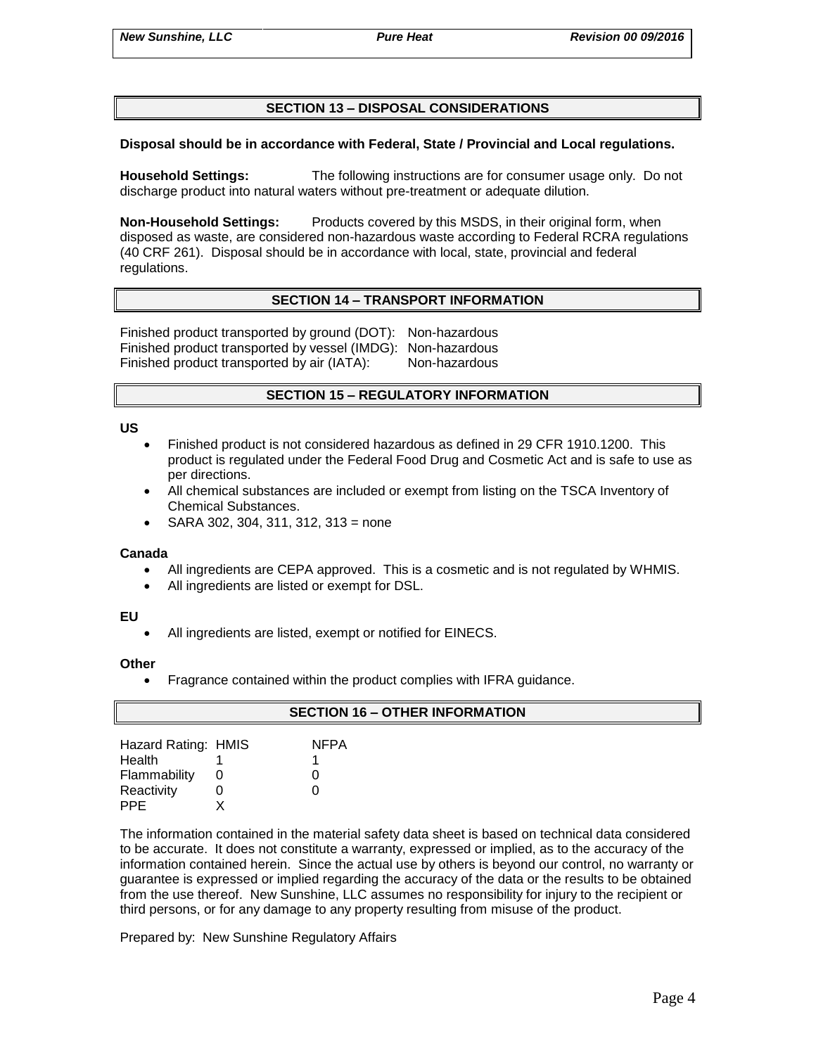## SECTION 13 – DISPOSAL CONSIDERATIONS

**Disposal should be in accordance with Federal, State / Provincial and Local regulations.**

**Household Settings:** The following instructions are for consumer usage only. Do not discharge product into natural waters without pre-treatment or adequate dilution.

**Non-Household Settings:** Products covered by this MSDS, in their original form, when disposed as waste, are considered non-hazardous waste according to Federal RCRA regulations (40 CRF 261). Disposal should be in accordance with local, state, provincial and federal regulations.

## SECTION 14 – TRANSPORT INFORMATION

| | |
|---|---|
| Finished product transported by ground (DOT): | Non-hazardous |
| Finished product transported by vessel (IMDG): | Non-hazardous |
| Finished product transported by air (IATA): | Non-hazardous |

## SECTION 15 – REGULATORY INFORMATION

**US**

- Finished product is not considered hazardous as defined in 29 CFR 1910.1200. This product is regulated under the Federal Food Drug and Cosmetic Act and is safe to use as per directions.
- All chemical substances are included or exempt from listing on the TSCA Inventory of Chemical Substances.
- SARA 302, 304, 311, 312, 313 = none

**Canada**

- All ingredients are CEPA approved. This is a cosmetic and is not regulated by WHMIS.
- All ingredients are listed or exempt for DSL.

**EU**

- All ingredients are listed, exempt or notified for EINECS.

**Other**

- Fragrance contained within the product complies with IFRA guidance.

## SECTION 16 – OTHER INFORMATION

| Hazard Rating: | HMIS | NFPA |
|---|---|---|
| Health | 1 | 1 |
| Flammability | 0 | 0 |
| Reactivity | 0 | 0 |
| PPE | X | |

The information contained in the material safety data sheet is based on technical data considered to be accurate. It does not constitute a warranty, expressed or implied, as to the accuracy of the information contained herein. Since the actual use by others is beyond our control, no warranty or guarantee is expressed or implied regarding the accuracy of the data or the results to be obtained from the use thereof. New Sunshine, LLC assumes no responsibility for injury to the recipient or third persons, or for any damage to any property resulting from misuse of the product.

Prepared by: New Sunshine Regulatory Affairs